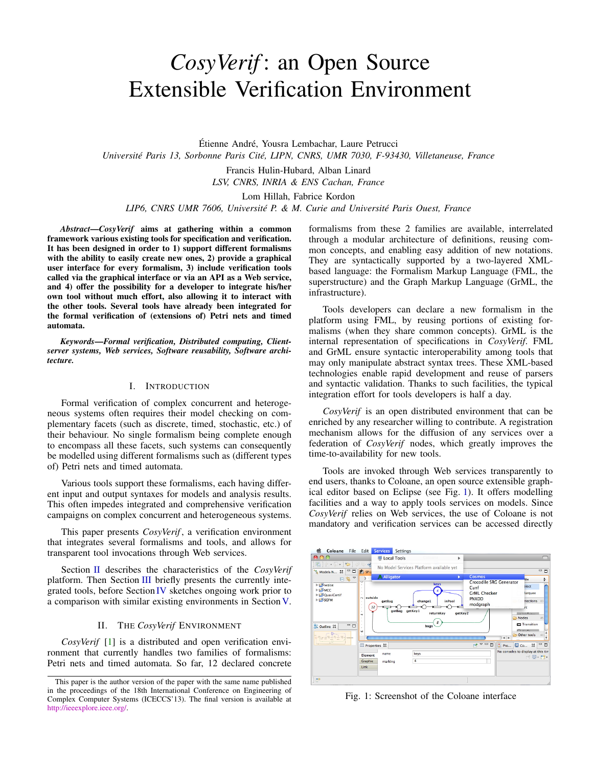# *CosyVerif*: an Open Source Extensible Verification Environment

Étienne André, Yousra Lembachar, Laure Petrucci
*Université Paris 13, Sorbonne Paris Cité, LIPN, CNRS, UMR 7030, F-93430, Villetaneuse, France*

Francis Hulin-Hubard, Alban Linard
*LSV, CNRS, INRIA & ENS Cachan, France*

Lom Hillah, Fabrice Kordon
*LIP6, CNRS UMR 7606, Université P. & M. Curie and Université Paris Ouest, France*

***Abstract*—*CosyVerif* aims at gathering within a common framework various existing tools for specification and verification. It has been designed in order to 1) support different formalisms with the ability to easily create new ones, 2) provide a graphical user interface for every formalism, 3) include verification tools called via the graphical interface or via an API as a Web service, and 4) offer the possibility for a developer to integrate his/her own tool without much effort, also allowing it to interact with the other tools. Several tools have already been integrated for the formal verification of (extensions of) Petri nets and timed automata.**

***Keywords*—*Formal verification, Distributed computing, Client-server systems, Web services, Software reusability, Software architecture.***

## I. Introduction

Formal verification of complex concurrent and heterogeneous systems often requires their model checking on complementary facets (such as discrete, timed, stochastic, etc.) of their behaviour. No single formalism being complete enough to encompass all these facets, such systems can consequently be modelled using different formalisms such as (different types of) Petri nets and timed automata.

Various tools support these formalisms, each having different input and output syntaxes for models and analysis results. This often impedes integrated and comprehensive verification campaigns on complex concurrent and heterogeneous systems.

This paper presents *CosyVerif*, a verification environment that integrates several formalisms and tools, and allows for transparent tool invocations through Web services.

Section II describes the characteristics of the *CosyVerif* platform. Then Section III briefly presents the currently integrated tools, before Section IV sketches ongoing work prior to a comparison with similar existing environments in Section V.

## II. The *CosyVerif* Environment

*CosyVerif* [1] is a distributed and open verification environment that currently handles two families of formalisms: Petri nets and timed automata. So far, 12 declared concrete formalisms from these 2 families are available, interrelated through a modular architecture of definitions, reusing common concepts, and enabling easy addition of new notations. They are syntactically supported by a two-layered XML-based language: the Formalism Markup Language (FML, the superstructure) and the Graph Markup Language (GrML, the infrastructure).

Tools developers can declare a new formalism in the platform using FML, by reusing portions of existing formalisms (when they share common concepts). GrML is the internal representation of specifications in *CosyVerif*. FML and GrML ensure syntactic interoperability among tools that may only manipulate abstract syntax trees. These XML-based technologies enable rapid development and reuse of parsers and syntactic validation. Thanks to such facilities, the typical integration effort for tools developers is half a day.

*CosyVerif* is an open distributed environment that can be enriched by any researcher willing to contribute. A registration mechanism allows for the diffusion of any services over a federation of *CosyVerif* nodes, which greatly improves the time-to-availability for new tools.

Tools are invoked through Web services transparently to end users, thanks to Coloane, an open source extensible graphical editor based on Eclipse (see Fig. 1). It offers modelling facilities and a way to apply tools services on models. Since *CosyVerif* relies on Web services, the use of Coloane is not mandatory and verification services can be accessed directly

Fig. 1: Screenshot of the Coloane interface

This paper is the author version of the paper with the same name published in the proceedings of the 18th International Conference on Engineering of Complex Computer Systems (ICECCS'13). The final version is available at http://ieeexplore.ieee.org/.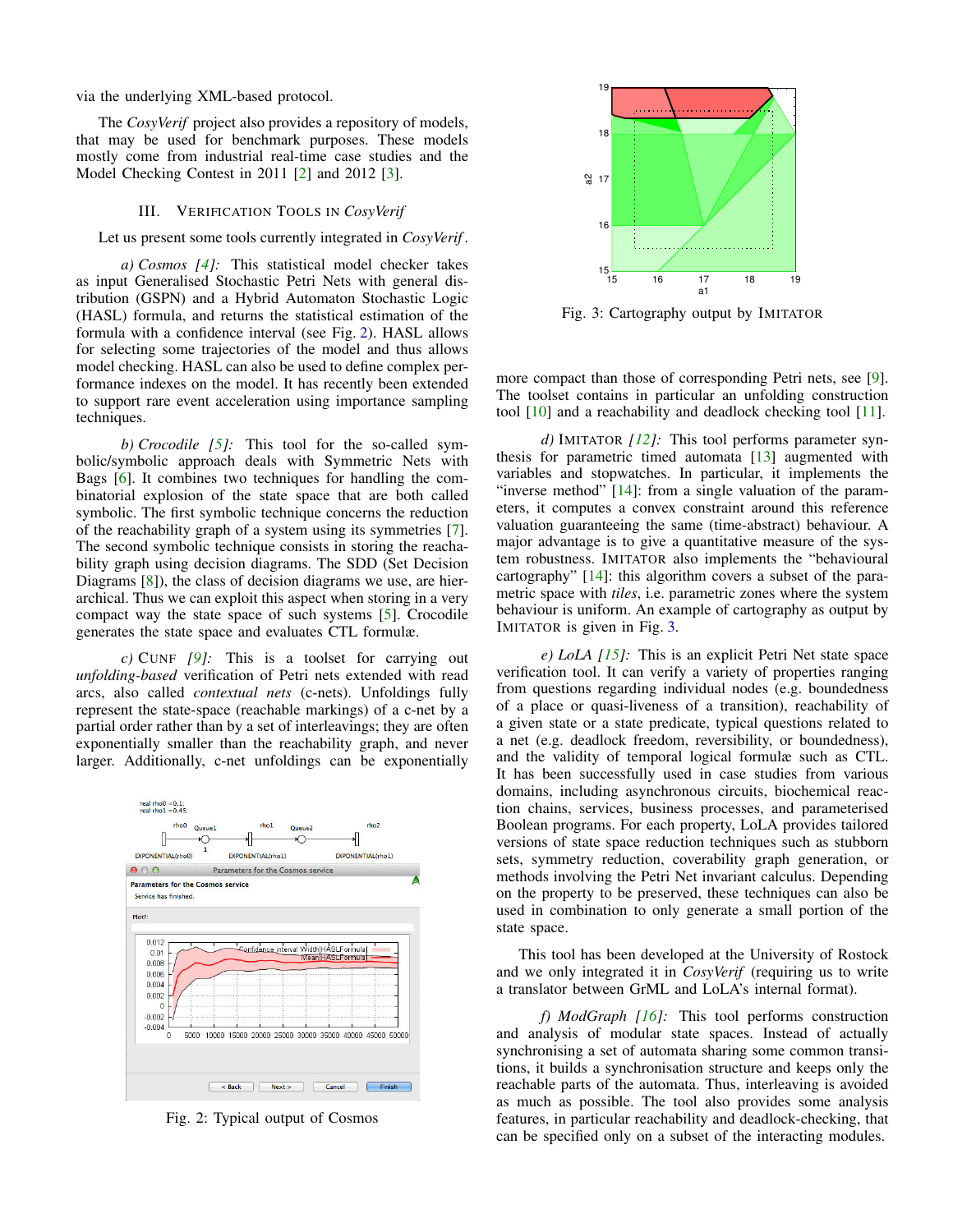via the underlying XML-based protocol.

The *CosyVerif* project also provides a repository of models, that may be used for benchmark purposes. These models mostly come from industrial real-time case studies and the Model Checking Contest in 2011 [2] and 2012 [3].

## III. Verification Tools in *CosyVerif*

Let us present some tools currently integrated in *CosyVerif*.

*a) Cosmos [4]:* This statistical model checker takes as input Generalised Stochastic Petri Nets with general distribution (GSPN) and a Hybrid Automaton Stochastic Logic (HASL) formula, and returns the statistical estimation of the formula with a confidence interval (see Fig. 2). HASL allows for selecting some trajectories of the model and thus allows model checking. HASL can also be used to define complex performance indexes on the model. It has recently been extended to support rare event acceleration using importance sampling techniques.

*b) Crocodile [5]:* This tool for the so-called symbolic/symbolic approach deals with Symmetric Nets with Bags [6]. It combines two techniques for handling the combinatorial explosion of the state space that are both called symbolic. The first symbolic technique concerns the reduction of the reachability graph of a system using its symmetries [7]. The second symbolic technique consists in storing the reachability graph using decision diagrams. The SDD (Set Decision Diagrams [8]), the class of decision diagrams we use, are hierarchical. Thus we can exploit this aspect when storing in a very compact way the state space of such systems [5]. Crocodile generates the state space and evaluates CTL formulæ.

*c)* Cunf *[9]:* This is a toolset for carrying out *unfolding-based* verification of Petri nets extended with read arcs, also called *contextual nets* (c-nets). Unfoldings fully represent the state-space (reachable markings) of a c-net by a partial order rather than by a set of interleavings; they are often exponentially smaller than the reachability graph, and never larger. Additionally, c-net unfoldings can be exponentially more compact than those of corresponding Petri nets, see [9]. The toolset contains in particular an unfolding construction tool [10] and a reachability and deadlock checking tool [11].

Fig. 2: Typical output of Cosmos

Fig. 3: Cartography output by Imitator

*d)* Imitator *[12]:* This tool performs parameter synthesis for parametric timed automata [13] augmented with variables and stopwatches. In particular, it implements the "inverse method" [14]: from a single valuation of the parameters, it computes a convex constraint around this reference valuation guaranteeing the same (time-abstract) behaviour. A major advantage is to give a quantitative measure of the system robustness. Imitator also implements the "behavioural cartography" [14]: this algorithm covers a subset of the parametric space with *tiles*, i.e. parametric zones where the system behaviour is uniform. An example of cartography as output by Imitator is given in Fig. 3.

*e) LoLA [15]:* This is an explicit Petri Net state space verification tool. It can verify a variety of properties ranging from questions regarding individual nodes (e.g. boundedness of a place or quasi-liveness of a transition), reachability of a given state or a state predicate, typical questions related to a net (e.g. deadlock freedom, reversibility, or boundedness), and the validity of temporal logical formulæ such as CTL. It has been successfully used in case studies from various domains, including asynchronous circuits, biochemical reaction chains, services, business processes, and parameterised Boolean programs. For each property, LoLA provides tailored versions of state space reduction techniques such as stubborn sets, symmetry reduction, coverability graph generation, or methods involving the Petri Net invariant calculus. Depending on the property to be preserved, these techniques can also be used in combination to only generate a small portion of the state space.

This tool has been developed at the University of Rostock and we only integrated it in *CosyVerif* (requiring us to write a translator between GrML and LoLA's internal format).

*f) ModGraph [16]:* This tool performs construction and analysis of modular state spaces. Instead of actually synchronising a set of automata sharing some common transitions, it builds a synchronisation structure and keeps only the reachable parts of the automata. Thus, interleaving is avoided as much as possible. The tool also provides some analysis features, in particular reachability and deadlock-checking, that can be specified only on a subset of the interacting modules.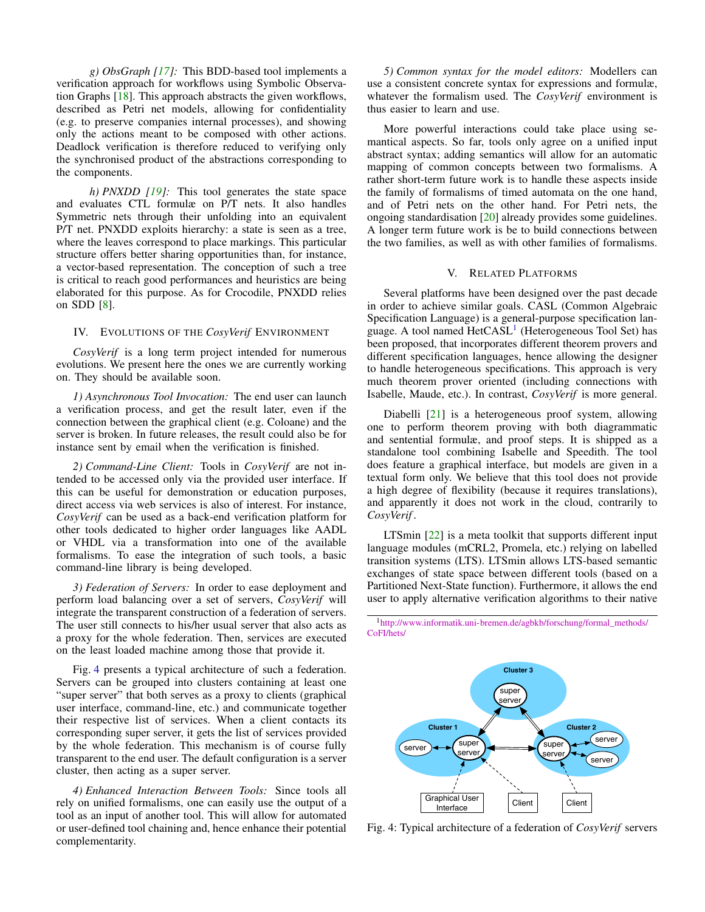*g) ObsGraph [17]:* This BDD-based tool implements a verification approach for workflows using Symbolic Observation Graphs [18]. This approach abstracts the given workflows, described as Petri net models, allowing for confidentiality (e.g. to preserve companies internal processes), and showing only the actions meant to be composed with other actions. Deadlock verification is therefore reduced to verifying only the synchronised product of the abstractions corresponding to the components.

*h) PNXDD [19]:* This tool generates the state space and evaluates CTL formulæ on P/T nets. It also handles Symmetric nets through their unfolding into an equivalent P/T net. PNXDD exploits hierarchy: a state is seen as a tree, where the leaves correspond to place markings. This particular structure offers better sharing opportunities than, for instance, a vector-based representation. The conception of such a tree is critical to reach good performances and heuristics are being elaborated for this purpose. As for Crocodile, PNXDD relies on SDD [8].

## IV. Evolutions of the *CosyVerif* Environment

*CosyVerif* is a long term project intended for numerous evolutions. We present here the ones we are currently working on. They should be available soon.

*1) Asynchronous Tool Invocation:* The end user can launch a verification process, and get the result later, even if the connection between the graphical client (e.g. Coloane) and the server is broken. In future releases, the result could also be for instance sent by email when the verification is finished.

*2) Command-Line Client:* Tools in *CosyVerif* are not intended to be accessed only via the provided user interface. If this can be useful for demonstration or education purposes, direct access via web services is also of interest. For instance, *CosyVerif* can be used as a back-end verification platform for other tools dedicated to higher order languages like AADL or VHDL via a transformation into one of the available formalisms. To ease the integration of such tools, a basic command-line library is being developed.

*3) Federation of Servers:* In order to ease deployment and perform load balancing over a set of servers, *CosyVerif* will integrate the transparent construction of a federation of servers. The user still connects to his/her usual server that also acts as a proxy for the whole federation. Then, services are executed on the least loaded machine among those that provide it.

Fig. 4 presents a typical architecture of such a federation. Servers can be grouped into clusters containing at least one "super server" that both serves as a proxy to clients (graphical user interface, command-line, etc.) and communicate together their respective list of services. When a client contacts its corresponding super server, it gets the list of services provided by the whole federation. This mechanism is of course fully transparent to the end user. The default configuration is a server cluster, then acting as a super server.

*4) Enhanced Interaction Between Tools:* Since tools all rely on unified formalisms, one can easily use the output of a tool as an input of another tool. This will allow for automated or user-defined tool chaining and, hence enhance their potential complementarity.

*5) Common syntax for the model editors:* Modellers can use a consistent concrete syntax for expressions and formulæ, whatever the formalism used. The *CosyVerif* environment is thus easier to learn and use.

More powerful interactions could take place using semantical aspects. So far, tools only agree on a unified input abstract syntax; adding semantics will allow for an automatic mapping of common concepts between two formalisms. A rather short-term future work is to handle these aspects inside the family of formalisms of timed automata on the one hand, and of Petri nets on the other hand. For Petri nets, the ongoing standardisation [20] already provides some guidelines. A longer term future work is be to build connections between the two families, as well as with other families of formalisms.

## V. Related Platforms

Several platforms have been designed over the past decade in order to achieve similar goals. CASL (Common Algebraic Specification Language) is a general-purpose specification language. A tool named HetCASL[1] (Heterogeneous Tool Set) has been proposed, that incorporates different theorem provers and different specification languages, hence allowing the designer to handle heterogeneous specifications. This approach is very much theorem prover oriented (including connections with Isabelle, Maude, etc.). In contrast, *CosyVerif* is more general.

Diabelli [21] is a heterogeneous proof system, allowing one to perform theorem proving with both diagrammatic and sentential formulæ, and proof steps. It is shipped as a standalone tool combining Isabelle and Speedith. The tool does feature a graphical interface, but models are given in a textual form only. We believe that this tool does not provide a high degree of flexibility (because it requires translations), and apparently it does not work in the cloud, contrarily to *CosyVerif*.

LTSmin [22] is a meta toolkit that supports different input language modules (mCRL2, Promela, etc.) relying on labelled transition systems (LTS). LTSmin allows LTS-based semantic exchanges of state space between different tools (based on a Partitioned Next-State function). Furthermore, it allows the end user to apply alternative verification algorithms to their native

[1] http://www.informatik.uni-bremen.de/agbkb/forschung/formal_methods/CoFI/hets/

Fig. 4: Typical architecture of a federation of *CosyVerif* servers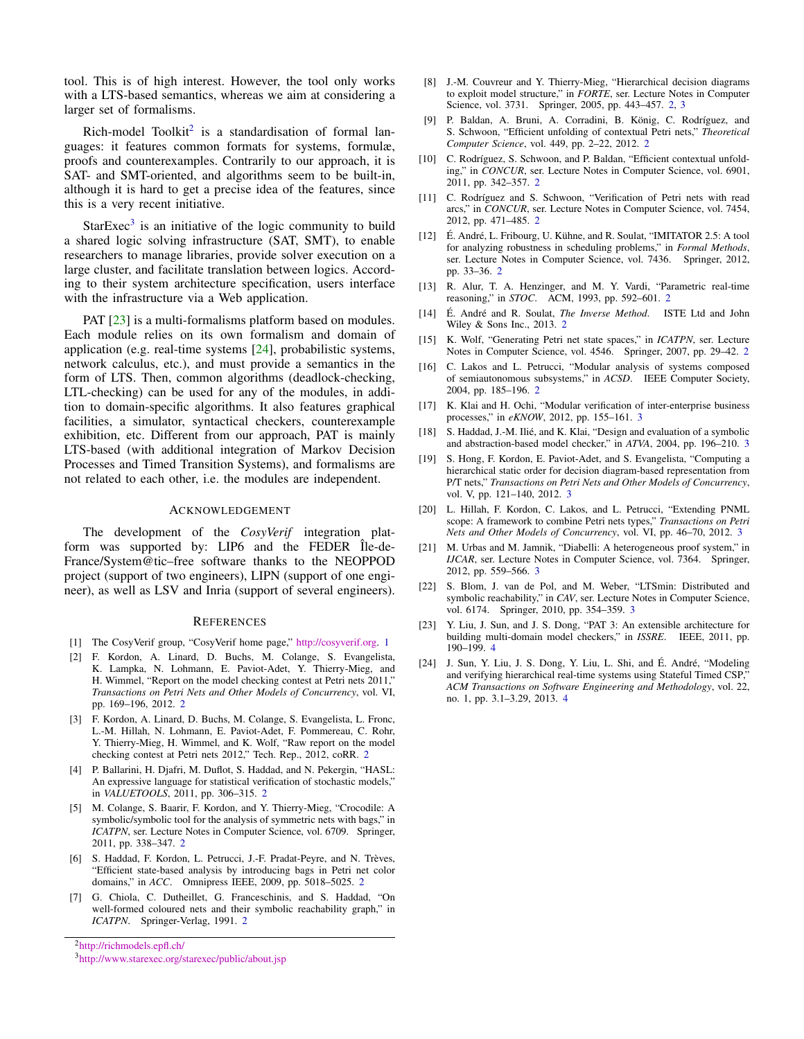tool. This is of high interest. However, the tool only works with a LTS-based semantics, whereas we aim at considering a larger set of formalisms.

Rich-model Toolkit[2] is a standardisation of formal languages: it features common formats for systems, formulæ, proofs and counterexamples. Contrarily to our approach, it is SAT- and SMT-oriented, and algorithms seem to be built-in, although it is hard to get a precise idea of the features, since this is a very recent initiative.

StarExec[3] is an initiative of the logic community to build a shared logic solving infrastructure (SAT, SMT), to enable researchers to manage libraries, provide solver execution on a large cluster, and facilitate translation between logics. According to their system architecture specification, users interface with the infrastructure via a Web application.

PAT [23] is a multi-formalisms platform based on modules. Each module relies on its own formalism and domain of application (e.g. real-time systems [24], probabilistic systems, network calculus, etc.), and must provide a semantics in the form of LTS. Then, common algorithms (deadlock-checking, LTL-checking) can be used for any of the modules, in addition to domain-specific algorithms. It also features graphical facilities, a simulator, syntactical checkers, counterexample exhibition, etc. Different from our approach, PAT is mainly LTS-based (with additional integration of Markov Decision Processes and Timed Transition Systems), and formalisms are not related to each other, i.e. the modules are independent.

## Acknowledgement

The development of the *CosyVerif* integration platform was supported by: LIP6 and the FEDER Île-de-France/System@tic–free software thanks to the NEOPPOD project (support of two engineers), LIPN (support of one engineer), as well as LSV and Inria (support of several engineers).

## References

[1] The CosyVerif group, "CosyVerif home page," http://cosyverif.org. 1

[2] F. Kordon, A. Linard, D. Buchs, M. Colange, S. Evangelista, K. Lampka, N. Lohmann, E. Paviot-Adet, Y. Thierry-Mieg, and H. Wimmel, "Report on the model checking contest at Petri nets 2011," *Transactions on Petri Nets and Other Models of Concurrency*, vol. VI, pp. 169–196, 2012. 2

[3] F. Kordon, A. Linard, D. Buchs, M. Colange, S. Evangelista, L. Fronc, L.-M. Hillah, N. Lohmann, E. Paviot-Adet, F. Pommereau, C. Rohr, Y. Thierry-Mieg, H. Wimmel, and K. Wolf, "Raw report on the model checking contest at Petri nets 2012," Tech. Rep., 2012, coRR. 2

[4] P. Ballarini, H. Djafri, M. Duflot, S. Haddad, and N. Pekergin, "HASL: An expressive language for statistical verification of stochastic models," in *VALUETOOLS*, 2011, pp. 306–315. 2

[5] M. Colange, S. Baarir, F. Kordon, and Y. Thierry-Mieg, "Crocodile: A symbolic/symbolic tool for the analysis of symmetric nets with bags," in *ICATPN*, ser. Lecture Notes in Computer Science, vol. 6709. Springer, 2011, pp. 338–347. 2

[6] S. Haddad, F. Kordon, L. Petrucci, J.-F. Pradat-Peyre, and N. Trèves, "Efficient state-based analysis by introducing bags in Petri net color domains," in *ACC*. Omnipress IEEE, 2009, pp. 5018–5025. 2

[7] G. Chiola, C. Dutheillet, G. Franceschinis, and S. Haddad, "On well-formed coloured nets and their symbolic reachability graph," in *ICATPN*. Springer-Verlag, 1991. 2

[8] J.-M. Couvreur and Y. Thierry-Mieg, "Hierarchical decision diagrams to exploit model structure," in *FORTE*, ser. Lecture Notes in Computer Science, vol. 3731. Springer, 2005, pp. 443–457. 2, 3

[9] P. Baldan, A. Bruni, A. Corradini, B. König, C. Rodríguez, and S. Schwoon, "Efficient unfolding of contextual Petri nets," *Theoretical Computer Science*, vol. 449, pp. 2–22, 2012. 2

[10] C. Rodríguez, S. Schwoon, and P. Baldan, "Efficient contextual unfolding," in *CONCUR*, ser. Lecture Notes in Computer Science, vol. 6901, 2011, pp. 342–357. 2

[11] C. Rodríguez and S. Schwoon, "Verification of Petri nets with read arcs," in *CONCUR*, ser. Lecture Notes in Computer Science, vol. 7454, 2012, pp. 471–485. 2

[12] É. André, L. Fribourg, U. Kühne, and R. Soulat, "IMITATOR 2.5: A tool for analyzing robustness in scheduling problems," in *Formal Methods*, ser. Lecture Notes in Computer Science, vol. 7436. Springer, 2012, pp. 33–36. 2

[13] R. Alur, T. A. Henzinger, and M. Y. Vardi, "Parametric real-time reasoning," in *STOC*. ACM, 1993, pp. 592–601. 2

[14] É. André and R. Soulat, *The Inverse Method*. ISTE Ltd and John Wiley & Sons Inc., 2013. 2

[15] K. Wolf, "Generating Petri net state spaces," in *ICATPN*, ser. Lecture Notes in Computer Science, vol. 4546. Springer, 2007, pp. 29–42. 2

[16] C. Lakos and L. Petrucci, "Modular analysis of systems composed of semiautonomous subsystems," in *ACSD*. IEEE Computer Society, 2004, pp. 185–196. 2

[17] K. Klai and H. Ochi, "Modular verification of inter-enterprise business processes," in *eKNOW*, 2012, pp. 155–161. 3

[18] S. Haddad, J.-M. Ilié, and K. Klai, "Design and evaluation of a symbolic and abstraction-based model checker," in *ATVA*, 2004, pp. 196–210. 3

[19] S. Hong, F. Kordon, E. Paviot-Adet, and S. Evangelista, "Computing a hierarchical static order for decision diagram-based representation from P/T nets," *Transactions on Petri Nets and Other Models of Concurrency*, vol. V, pp. 121–140, 2012. 3

[20] L. Hillah, F. Kordon, C. Lakos, and L. Petrucci, "Extending PNML scope: A framework to combine Petri nets types," *Transactions on Petri Nets and Other Models of Concurrency*, vol. VI, pp. 46–70, 2012. 3

[21] M. Urbas and M. Jamnik, "Diabelli: A heterogeneous proof system," in *IJCAR*, ser. Lecture Notes in Computer Science, vol. 7364. Springer, 2012, pp. 559–566. 3

[22] S. Blom, J. van de Pol, and M. Weber, "LTSmin: Distributed and symbolic reachability," in *CAV*, ser. Lecture Notes in Computer Science, vol. 6174. Springer, 2010, pp. 354–359. 3

[23] Y. Liu, J. Sun, and J. S. Dong, "PAT 3: An extensible architecture for building multi-domain model checkers," in *ISSRE*. IEEE, 2011, pp. 190–199. 4

[24] J. Sun, Y. Liu, J. S. Dong, Y. Liu, L. Shi, and É. André, "Modeling and verifying hierarchical real-time systems using Stateful Timed CSP," *ACM Transactions on Software Engineering and Methodology*, vol. 22, no. 1, pp. 3.1–3.29, 2013. 4

[2] http://richmodels.epfl.ch/

[3] http://www.starexec.org/starexec/public/about.jsp